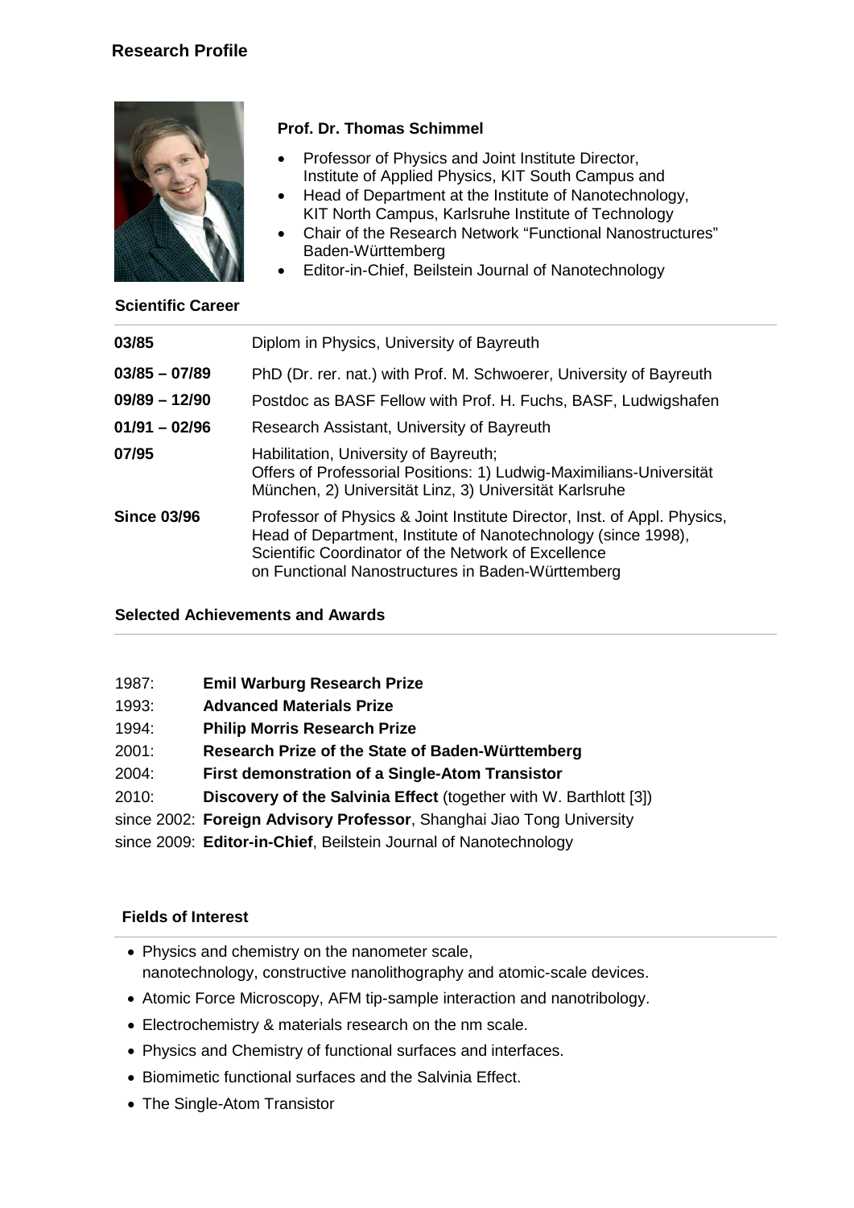## Research Profile

### Prof. Dr. Thomas Schimmel

- Professor of Physics and Joint Institute Director, Institute of Applied Physics, KIT South Campus and
- Head of Department at the Institute of Nanotechnology, KIT North Campus, Karlsruhe Institute of Technology
- Chair of the Research Network “Functional Nanostructures” Baden-Württemberg
- Editor-in-Chief, Beilstein Journal of Nanotechnology

### Scientific Career

| | |
|---|---|
| **03/85** | Diplom in Physics, University of Bayreuth |
| **03/85 – 07/89** | PhD (Dr. rer. nat.) with Prof. M. Schwoerer, University of Bayreuth |
| **09/89 – 12/90** | Postdoc as BASF Fellow with Prof. H. Fuchs, BASF, Ludwigshafen |
| **01/91 – 02/96** | Research Assistant, University of Bayreuth |
| **07/95** | Habilitation, University of Bayreuth; Offers of Professorial Positions: 1) Ludwig-Maximilians-Universität München, 2) Universität Linz, 3) Universität Karlsruhe |
| **Since 03/96** | Professor of Physics & Joint Institute Director, Inst. of Appl. Physics, Head of Department, Institute of Nanotechnology (since 1998), Scientific Coordinator of the Network of Excellence on Functional Nanostructures in Baden-Württemberg |

### Selected Achievements and Awards

1987: **Emil Warburg Research Prize**
1993: **Advanced Materials Prize**
1994: **Philip Morris Research Prize**
2001: **Research Prize of the State of Baden-Württemberg**
2004: **First demonstration of a Single-Atom Transistor**
2010: **Discovery of the Salvinia Effect** (together with W. Barthlott [3])
since 2002: **Foreign Advisory Professor**, Shanghai Jiao Tong University
since 2009: **Editor-in-Chief**, Beilstein Journal of Nanotechnology

### Fields of Interest

- Physics and chemistry on the nanometer scale, nanotechnology, constructive nanolithography and atomic-scale devices.
- Atomic Force Microscopy, AFM tip-sample interaction and nanotribology.
- Electrochemistry & materials research on the nm scale.
- Physics and Chemistry of functional surfaces and interfaces.
- Biomimetic functional surfaces and the Salvinia Effect.
- The Single-Atom Transistor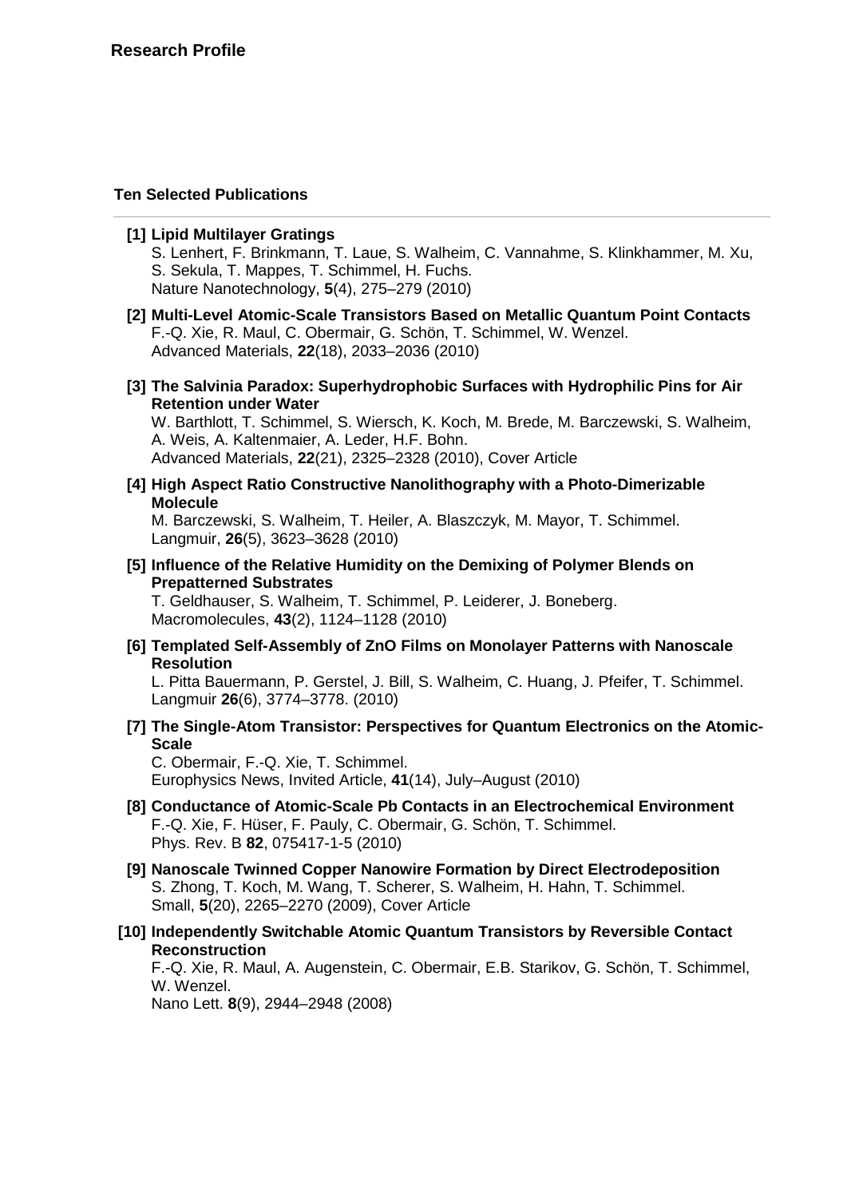## Research Profile

### Ten Selected Publications

**[1] Lipid Multilayer Gratings**
S. Lenhert, F. Brinkmann, T. Laue, S. Walheim, C. Vannahme, S. Klinkhammer, M. Xu, S. Sekula, T. Mappes, T. Schimmel, H. Fuchs.
Nature Nanotechnology, **5**(4), 275–279 (2010)

**[2] Multi-Level Atomic-Scale Transistors Based on Metallic Quantum Point Contacts**
F.-Q. Xie, R. Maul, C. Obermair, G. Schön, T. Schimmel, W. Wenzel.
Advanced Materials, **22**(18), 2033–2036 (2010)

**[3] The Salvinia Paradox: Superhydrophobic Surfaces with Hydrophilic Pins for Air Retention under Water**
W. Barthlott, T. Schimmel, S. Wiersch, K. Koch, M. Brede, M. Barczewski, S. Walheim, A. Weis, A. Kaltenmaier, A. Leder, H.F. Bohn.
Advanced Materials, **22**(21), 2325–2328 (2010), Cover Article

**[4] High Aspect Ratio Constructive Nanolithography with a Photo-Dimerizable Molecule**
M. Barczewski, S. Walheim, T. Heiler, A. Blaszczyk, M. Mayor, T. Schimmel.
Langmuir, **26**(5), 3623–3628 (2010)

**[5] Influence of the Relative Humidity on the Demixing of Polymer Blends on Prepatterned Substrates**
T. Geldhauser, S. Walheim, T. Schimmel, P. Leiderer, J. Boneberg.
Macromolecules, **43**(2), 1124–1128 (2010)

**[6] Templated Self-Assembly of ZnO Films on Monolayer Patterns with Nanoscale Resolution**
L. Pitta Bauermann, P. Gerstel, J. Bill, S. Walheim, C. Huang, J. Pfeifer, T. Schimmel.
Langmuir **26**(6), 3774–3778. (2010)

**[7] The Single-Atom Transistor: Perspectives for Quantum Electronics on the Atomic-Scale**
C. Obermair, F.-Q. Xie, T. Schimmel.
Europhysics News, Invited Article, **41**(14), July–August (2010)

**[8] Conductance of Atomic-Scale Pb Contacts in an Electrochemical Environment**
F.-Q. Xie, F. Hüser, F. Pauly, C. Obermair, G. Schön, T. Schimmel.
Phys. Rev. B **82**, 075417-1-5 (2010)

**[9] Nanoscale Twinned Copper Nanowire Formation by Direct Electrodeposition**
S. Zhong, T. Koch, M. Wang, T. Scherer, S. Walheim, H. Hahn, T. Schimmel.
Small, **5**(20), 2265–2270 (2009), Cover Article

**[10] Independently Switchable Atomic Quantum Transistors by Reversible Contact Reconstruction**
F.-Q. Xie, R. Maul, A. Augenstein, C. Obermair, E.B. Starikov, G. Schön, T. Schimmel, W. Wenzel.
Nano Lett. **8**(9), 2944–2948 (2008)